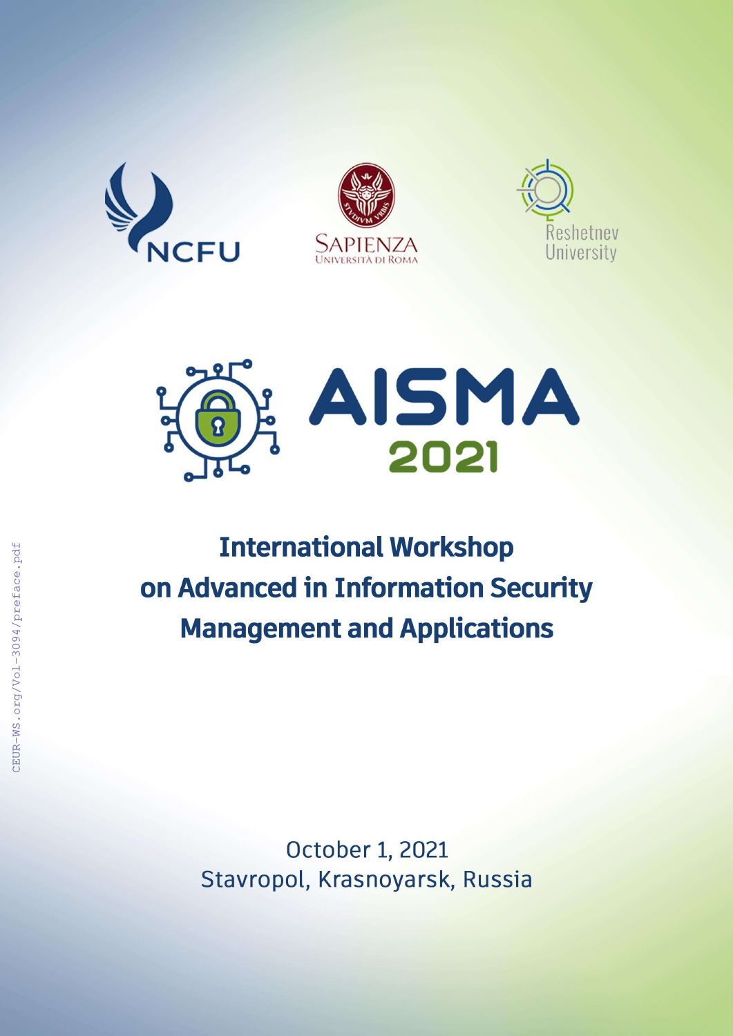NCFU

SAPIENZA
UNIVERSITÀ DI ROMA

Reshetnev
University

# AISMA 2021

## International Workshop on Advanced in Information Security Management and Applications

October 1, 2021
Stavropol, Krasnoyarsk, Russia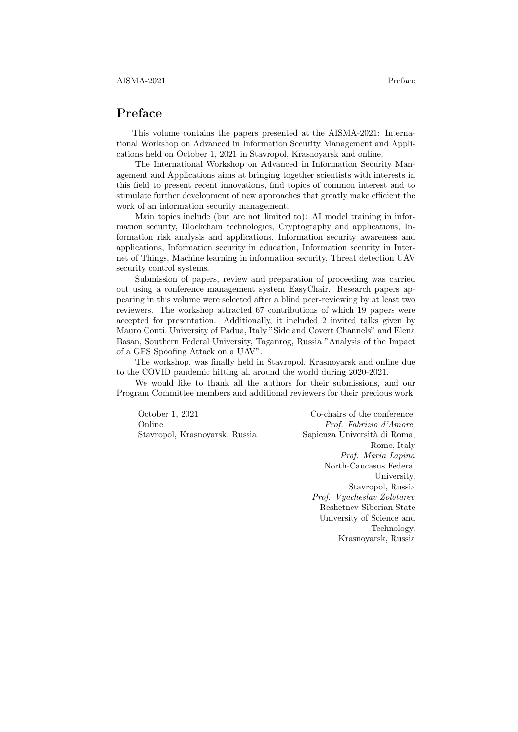# Preface

This volume contains the papers presented at the AISMA-2021: International Workshop on Advanced in Information Security Management and Applications held on October 1, 2021 in Stavropol, Krasnoyarsk and online.

The International Workshop on Advanced in Information Security Management and Applications aims at bringing together scientists with interests in this field to present recent innovations, find topics of common interest and to stimulate further development of new approaches that greatly make efficient the work of an information security management.

Main topics include (but are not limited to): AI model training in information security, Blockchain technologies, Cryptography and applications, Information risk analysis and applications, Information security awareness and applications, Information security in education, Information security in Internet of Things, Machine learning in information security, Threat detection UAV security control systems.

Submission of papers, review and preparation of proceeding was carried out using a conference management system EasyChair. Research papers appearing in this volume were selected after a blind peer-reviewing by at least two reviewers. The workshop attracted 67 contributions of which 19 papers were accepted for presentation. Additionally, it included 2 invited talks given by Mauro Conti, University of Padua, Italy "Side and Covert Channels" and Elena Basan, Southern Federal University, Taganrog, Russia "Analysis of the Impact of a GPS Spoofing Attack on a UAV".

The workshop, was finally held in Stavropol, Krasnoyarsk and online due to the COVID pandemic hitting all around the world during 2020-2021.

We would like to thank all the authors for their submissions, and our Program Committee members and additional reviewers for their precious work.

October 1, 2021
Online
Stavropol, Krasnoyarsk, Russia

Co-chairs of the conference:
*Prof. Fabrizio d'Amore,*
Sapienza Università di Roma,
Rome, Italy
*Prof. Maria Lapina*
North-Caucasus Federal University,
Stavropol, Russia
*Prof. Vyacheslav Zolotarev*
Reshetnev Siberian State University of Science and Technology,
Krasnoyarsk, Russia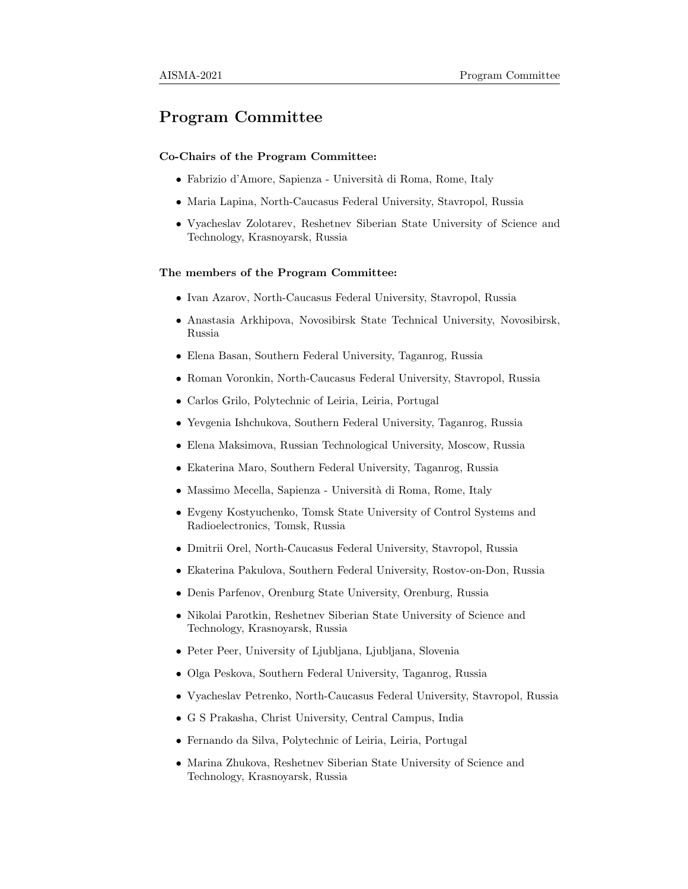# Program Committee

**Co-Chairs of the Program Committee:**

- Fabrizio d'Amore, Sapienza - Università di Roma, Rome, Italy
- Maria Lapina, North-Caucasus Federal University, Stavropol, Russia
- Vyacheslav Zolotarev, Reshetnev Siberian State University of Science and Technology, Krasnoyarsk, Russia

**The members of the Program Committee:**

- Ivan Azarov, North-Caucasus Federal University, Stavropol, Russia
- Anastasia Arkhipova, Novosibirsk State Technical University, Novosibirsk, Russia
- Elena Basan, Southern Federal University, Taganrog, Russia
- Roman Voronkin, North-Caucasus Federal University, Stavropol, Russia
- Carlos Grilo, Polytechnic of Leiria, Leiria, Portugal
- Yevgenia Ishchukova, Southern Federal University, Taganrog, Russia
- Elena Maksimova, Russian Technological University, Moscow, Russia
- Ekaterina Maro, Southern Federal University, Taganrog, Russia
- Massimo Mecella, Sapienza - Università di Roma, Rome, Italy
- Evgeny Kostyuchenko, Tomsk State University of Control Systems and Radioelectronics, Tomsk, Russia
- Dmitrii Orel, North-Caucasus Federal University, Stavropol, Russia
- Ekaterina Pakulova, Southern Federal University, Rostov-on-Don, Russia
- Denis Parfenov, Orenburg State University, Orenburg, Russia
- Nikolai Parotkin, Reshetnev Siberian State University of Science and Technology, Krasnoyarsk, Russia
- Peter Peer, University of Ljubljana, Ljubljana, Slovenia
- Olga Peskova, Southern Federal University, Taganrog, Russia
- Vyacheslav Petrenko, North-Caucasus Federal University, Stavropol, Russia
- G S Prakasha, Christ University, Central Campus, India
- Fernando da Silva, Polytechnic of Leiria, Leiria, Portugal
- Marina Zhukova, Reshetnev Siberian State University of Science and Technology, Krasnoyarsk, Russia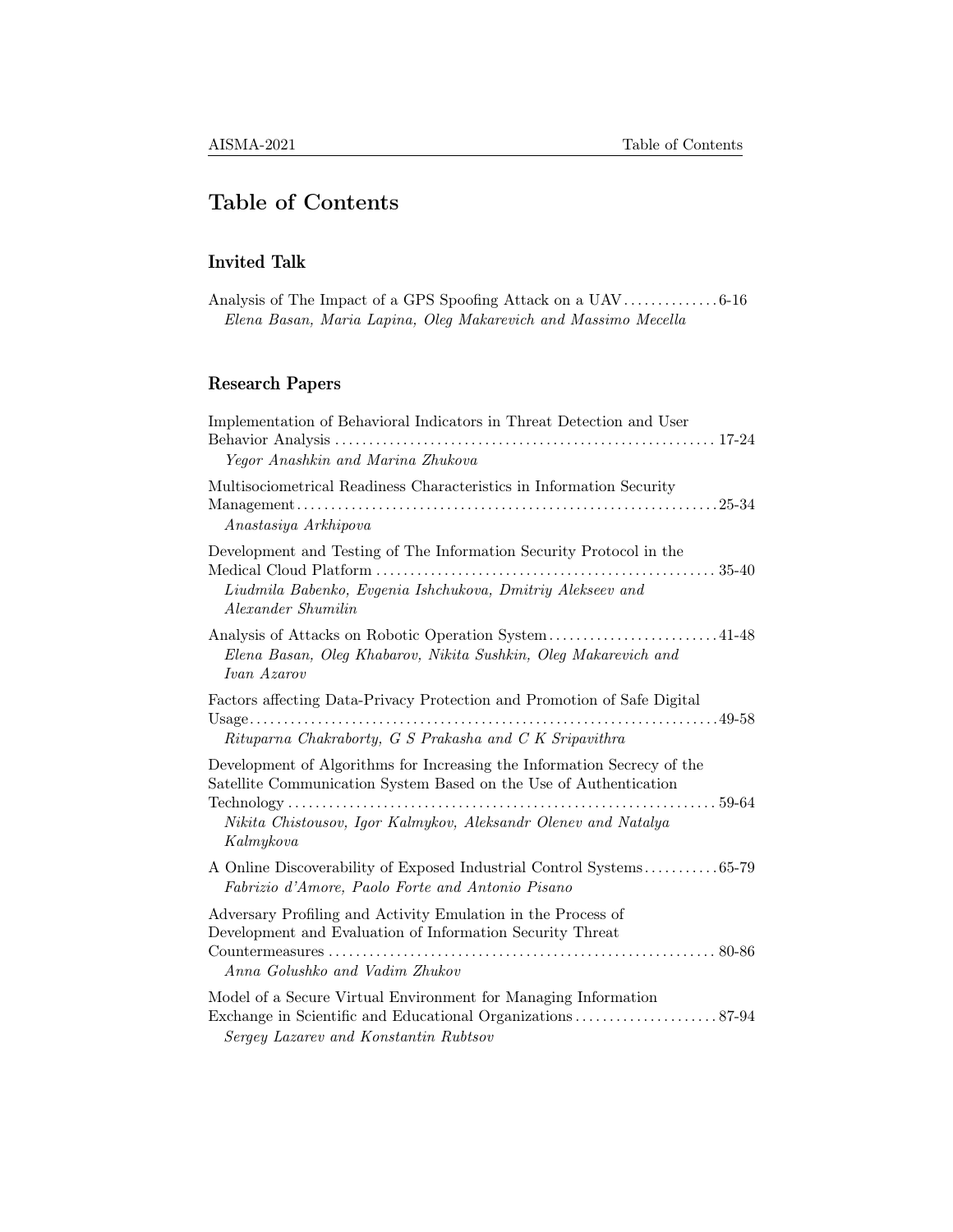# Table of Contents

## Invited Talk

Analysis of The Impact of a GPS Spoofing Attack on a UAV .............. 6-16
*Elena Basan, Maria Lapina, Oleg Makarevich and Massimo Mecella*

## Research Papers

Implementation of Behavioral Indicators in Threat Detection and User Behavior Analysis .............. 17-24
*Yegor Anashkin and Marina Zhukova*

Multisociometrical Readiness Characteristics in Information Security Management .............. 25-34
*Anastasiya Arkhipova*

Development and Testing of The Information Security Protocol in the Medical Cloud Platform .............. 35-40
*Liudmila Babenko, Evgenia Ishchukova, Dmitriy Alekseev and Alexander Shumilin*

Analysis of Attacks on Robotic Operation System .............. 41-48
*Elena Basan, Oleg Khabarov, Nikita Sushkin, Oleg Makarevich and Ivan Azarov*

Factors affecting Data-Privacy Protection and Promotion of Safe Digital Usage .............. 49-58
*Rituparna Chakraborty, G S Prakasha and C K Sripavithra*

Development of Algorithms for Increasing the Information Secrecy of the Satellite Communication System Based on the Use of Authentication Technology .............. 59-64
*Nikita Chistousov, Igor Kalmykov, Aleksandr Olenev and Natalya Kalmykova*

A Online Discoverability of Exposed Industrial Control Systems .............. 65-79
*Fabrizio d'Amore, Paolo Forte and Antonio Pisano*

Adversary Profiling and Activity Emulation in the Process of Development and Evaluation of Information Security Threat Countermeasures .............. 80-86
*Anna Golushko and Vadim Zhukov*

Model of a Secure Virtual Environment for Managing Information Exchange in Scientific and Educational Organizations .............. 87-94
*Sergey Lazarev and Konstantin Rubtsov*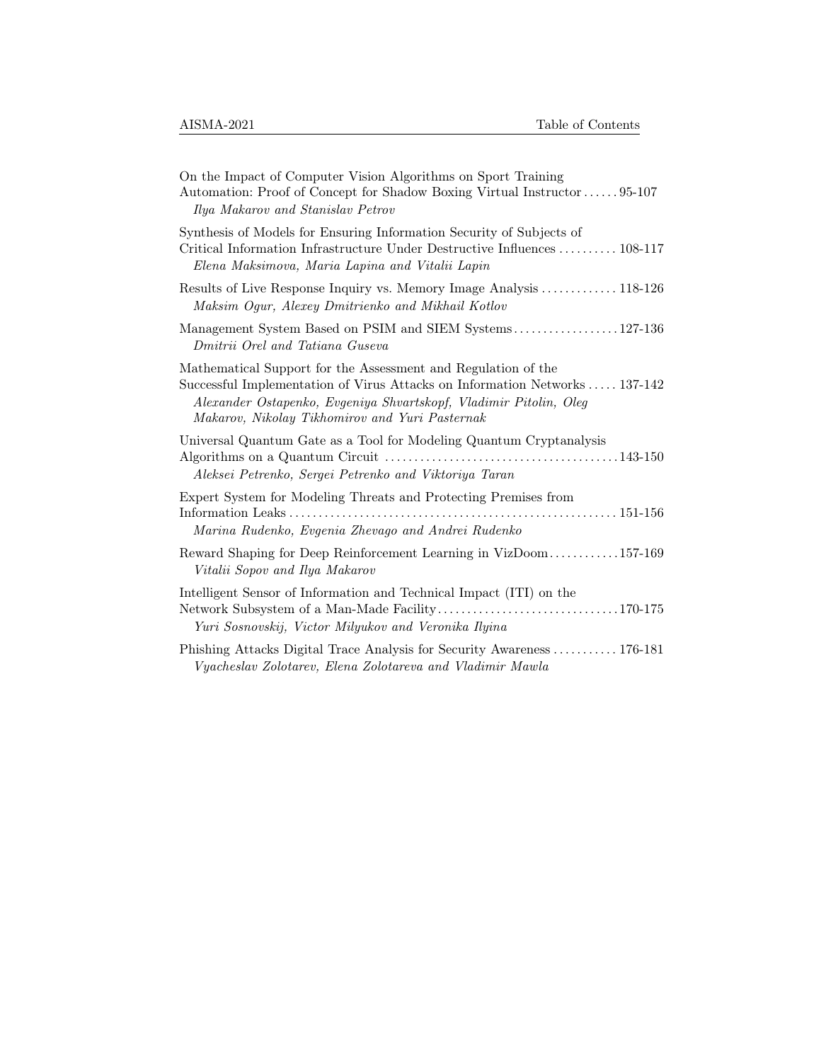On the Impact of Computer Vision Algorithms on Sport Training Automation: Proof of Concept for Shadow Boxing Virtual Instructor . . . . . . 95-107
*Ilya Makarov and Stanislav Petrov*

Synthesis of Models for Ensuring Information Security of Subjects of Critical Information Infrastructure Under Destructive Influences . . . . . . . . . . 108-117
*Elena Maksimova, Maria Lapina and Vitalii Lapin*

Results of Live Response Inquiry vs. Memory Image Analysis . . . . . . . . . . . . . 118-126
*Maksim Ogur, Alexey Dmitrienko and Mikhail Kotlov*

Management System Based on PSIM and SIEM Systems . . . . . . . . . . . . . . . . . . 127-136
*Dmitrii Orel and Tatiana Guseva*

Mathematical Support for the Assessment and Regulation of the Successful Implementation of Virus Attacks on Information Networks . . . . . 137-142
*Alexander Ostapenko, Evgeniya Shvartskopf, Vladimir Pitolin, Oleg Makarov, Nikolay Tikhomirov and Yuri Pasternak*

Universal Quantum Gate as a Tool for Modeling Quantum Cryptanalysis Algorithms on a Quantum Circuit . . . . . . . . . . . . . . . . . . . . . . . . . . . . . . . . . . . . . . . . 143-150
*Aleksei Petrenko, Sergei Petrenko and Viktoriya Taran*

Expert System for Modeling Threats and Protecting Premises from Information Leaks . . . . . . . . . . . . . . . . . . . . . . . . . . . . . . . . . . . . . . . . . . . . . . . . . . . . . . . 151-156
*Marina Rudenko, Evgenia Zhevago and Andrei Rudenko*

Reward Shaping for Deep Reinforcement Learning in VizDoom . . . . . . . . . . . . 157-169
*Vitalii Sopov and Ilya Makarov*

Intelligent Sensor of Information and Technical Impact (ITI) on the Network Subsystem of a Man-Made Facility . . . . . . . . . . . . . . . . . . . . . . . . . . . . . . . 170-175
*Yuri Sosnovskij, Victor Milyukov and Veronika Ilyina*

Phishing Attacks Digital Trace Analysis for Security Awareness . . . . . . . . . . . 176-181
*Vyacheslav Zolotarev, Elena Zolotareva and Vladimir Mawla*